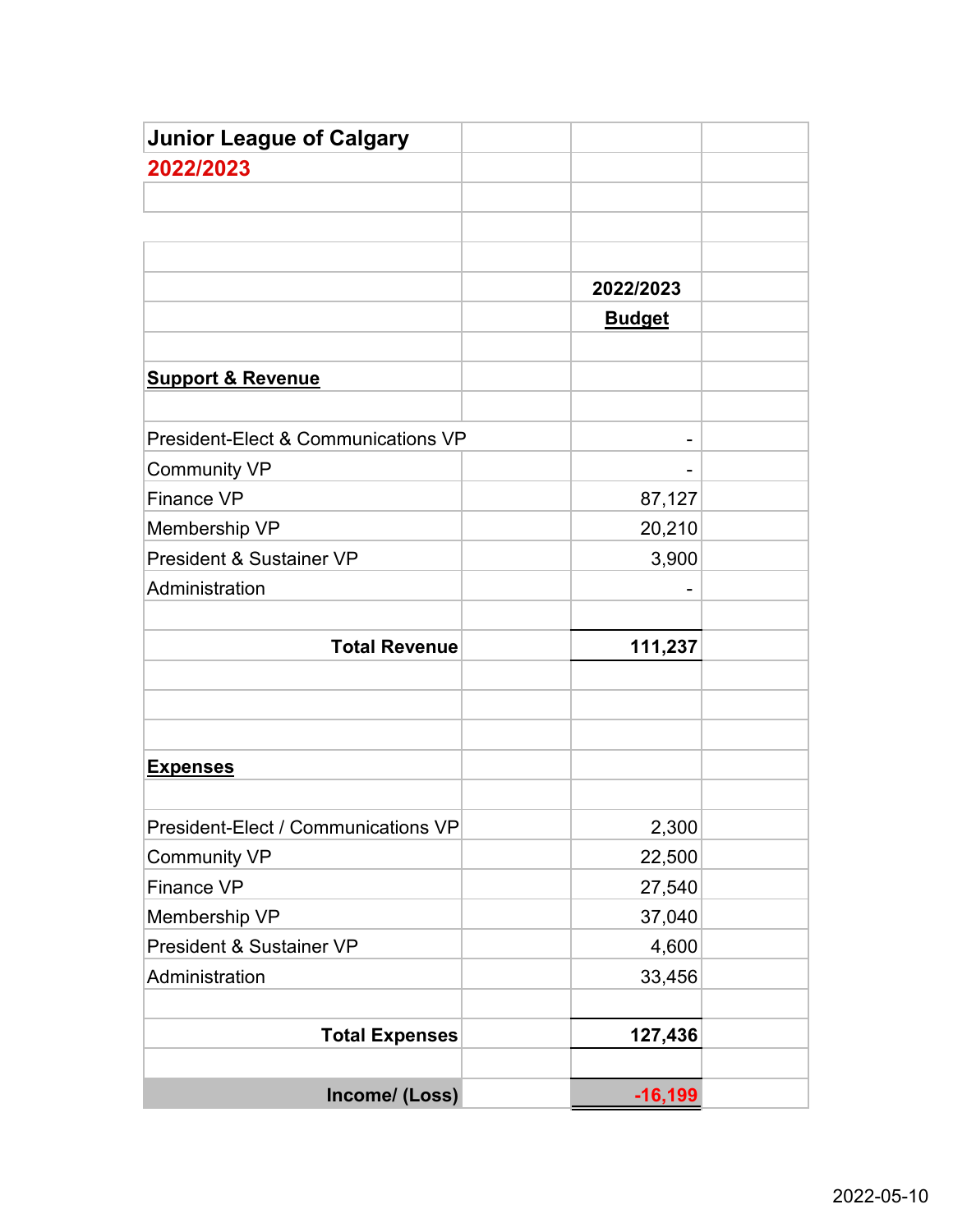# Junior League of Calgary

## 2022/2023

| | 2022/2023 **Budget** |
|---|---:|
| **Support & Revenue** | |
| President-Elect & Communications VP | - |
| Community VP | - |
| Finance VP | 87,127 |
| Membership VP | 20,210 |
| President & Sustainer VP | 3,900 |
| Administration | - |
| **Total Revenue** | **111,237** |
| **Expenses** | |
| President-Elect / Communications VP | 2,300 |
| Community VP | 22,500 |
| Finance VP | 27,540 |
| Membership VP | 37,040 |
| President & Sustainer VP | 4,600 |
| Administration | 33,456 |
| **Total Expenses** | **127,436** |
| **Income/ (Loss)** | **-16,199** |

2022-05-10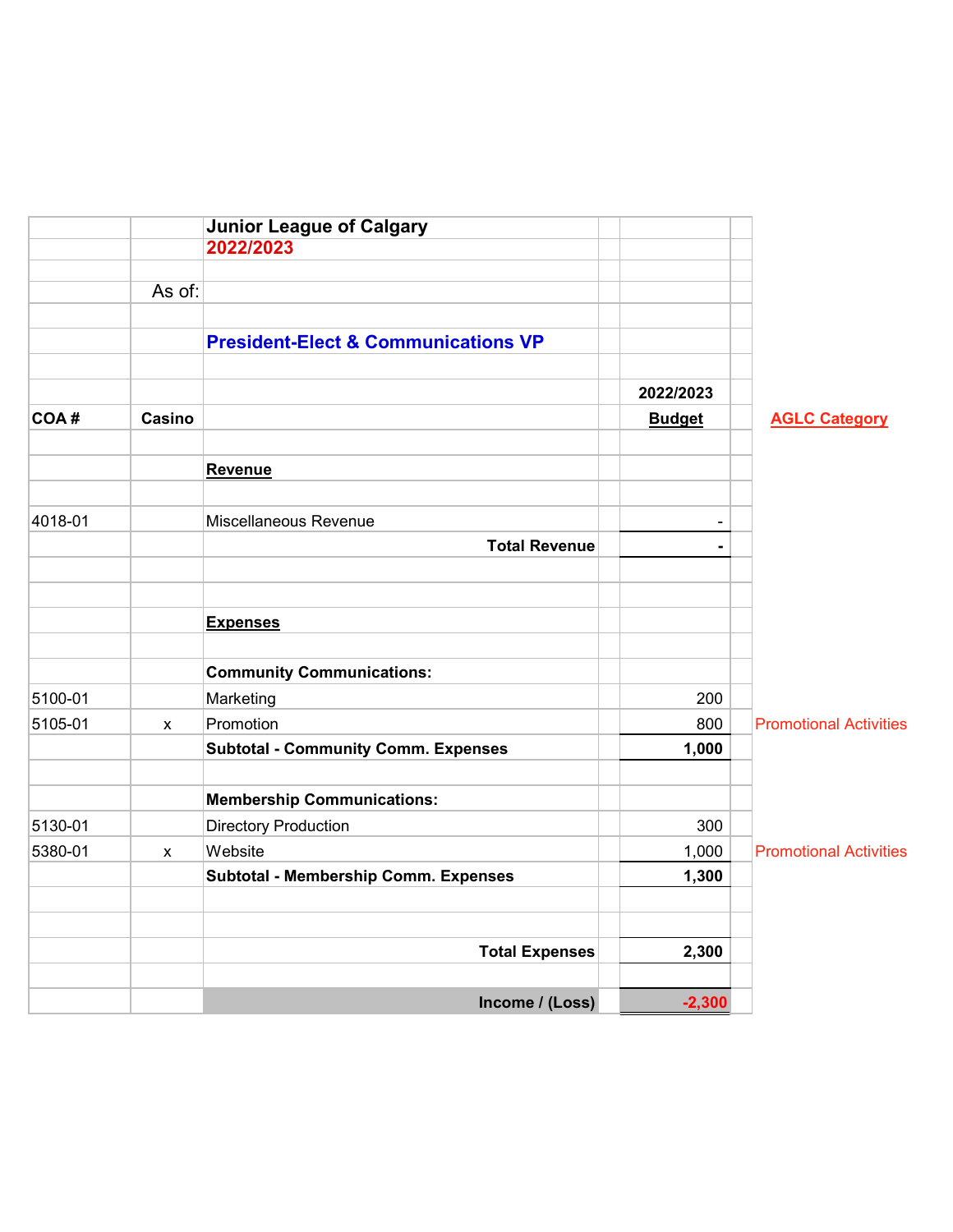## Junior League of Calgary
## 2022/2023

As of:

### President-Elect & Communications VP

| COA # | Casino | | 2022/2023 Budget | AGLC Category |
|---|---|---|---|---|
| | | **Revenue** | | |
| 4018-01 | | Miscellaneous Revenue | - | |
| | | **Total Revenue** | **-** | |
| | | **Expenses** | | |
| | | **Community Communications:** | | |
| 5100-01 | | Marketing | 200 | |
| 5105-01 | x | Promotion | 800 | Promotional Activities |
| | | **Subtotal - Community Comm. Expenses** | **1,000** | |
| | | **Membership Communications:** | | |
| 5130-01 | | Directory Production | 300 | |
| 5380-01 | x | Website | 1,000 | Promotional Activities |
| | | **Subtotal - Membership Comm. Expenses** | **1,300** | |
| | | **Total Expenses** | **2,300** | |
| | | **Income / (Loss)** | **-2,300** | |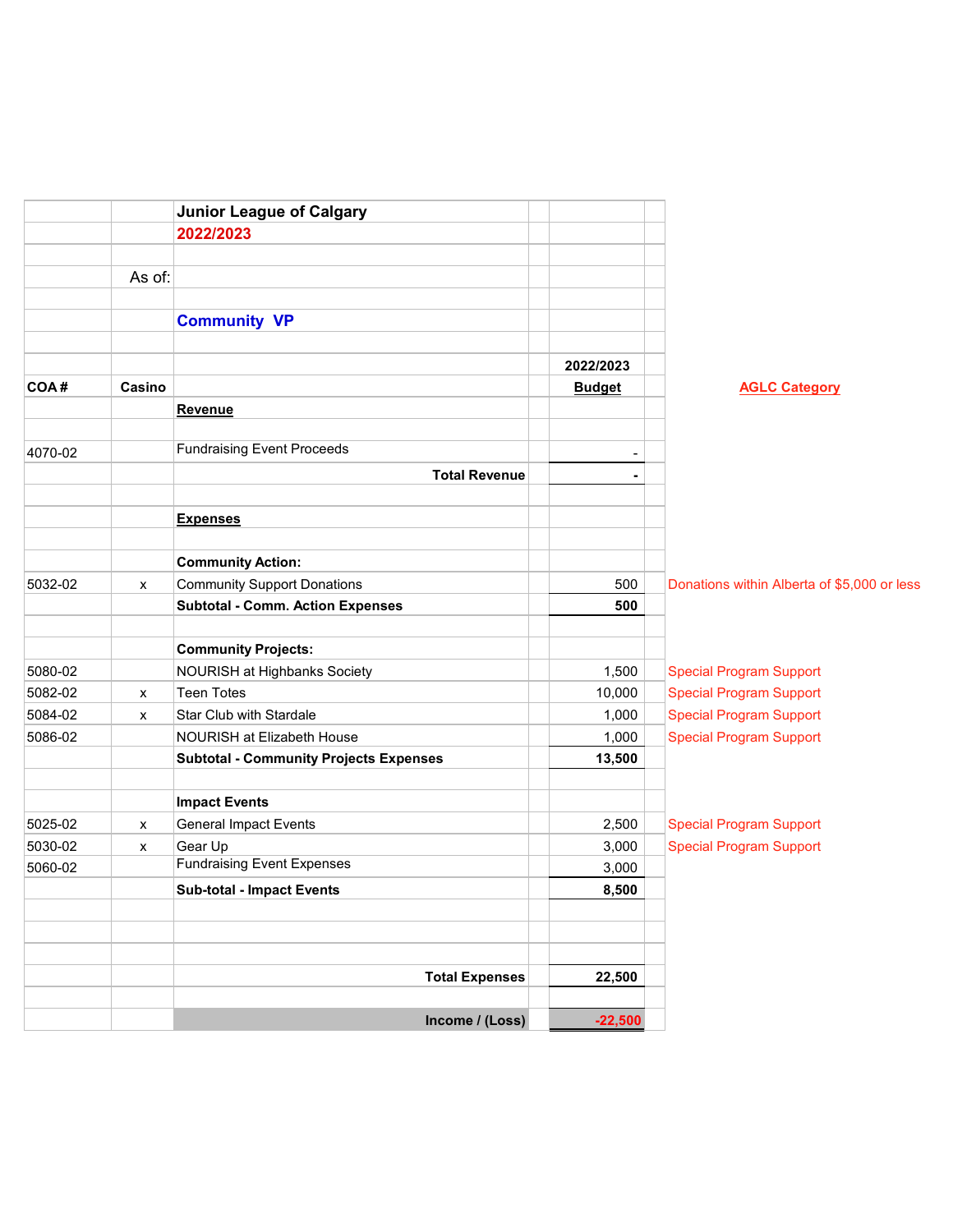**Junior League of Calgary**

**2022/2023**

As of:

**Community VP**

| COA # | Casino | | 2022/2023 Budget | AGLC Category |
|---|---|---|---|---|
| | | **Revenue** | | |
| 4070-02 | | Fundraising Event Proceeds | - | |
| | | **Total Revenue** | **-** | |
| | | **Expenses** | | |
| | | **Community Action:** | | |
| 5032-02 | x | Community Support Donations | 500 | Donations within Alberta of $5,000 or less |
| | | **Subtotal - Comm. Action Expenses** | **500** | |
| | | **Community Projects:** | | |
| 5080-02 | | NOURISH at Highbanks Society | 1,500 | Special Program Support |
| 5082-02 | x | Teen Totes | 10,000 | Special Program Support |
| 5084-02 | x | Star Club with Stardale | 1,000 | Special Program Support |
| 5086-02 | | NOURISH at Elizabeth House | 1,000 | Special Program Support |
| | | **Subtotal - Community Projects Expenses** | **13,500** | |
| | | **Impact Events** | | |
| 5025-02 | x | General Impact Events | 2,500 | Special Program Support |
| 5030-02 | x | Gear Up | 3,000 | Special Program Support |
| 5060-02 | | Fundraising Event Expenses | 3,000 | |
| | | **Sub-total - Impact Events** | **8,500** | |
| | | **Total Expenses** | **22,500** | |
| | | **Income / (Loss)** | **-22,500** | |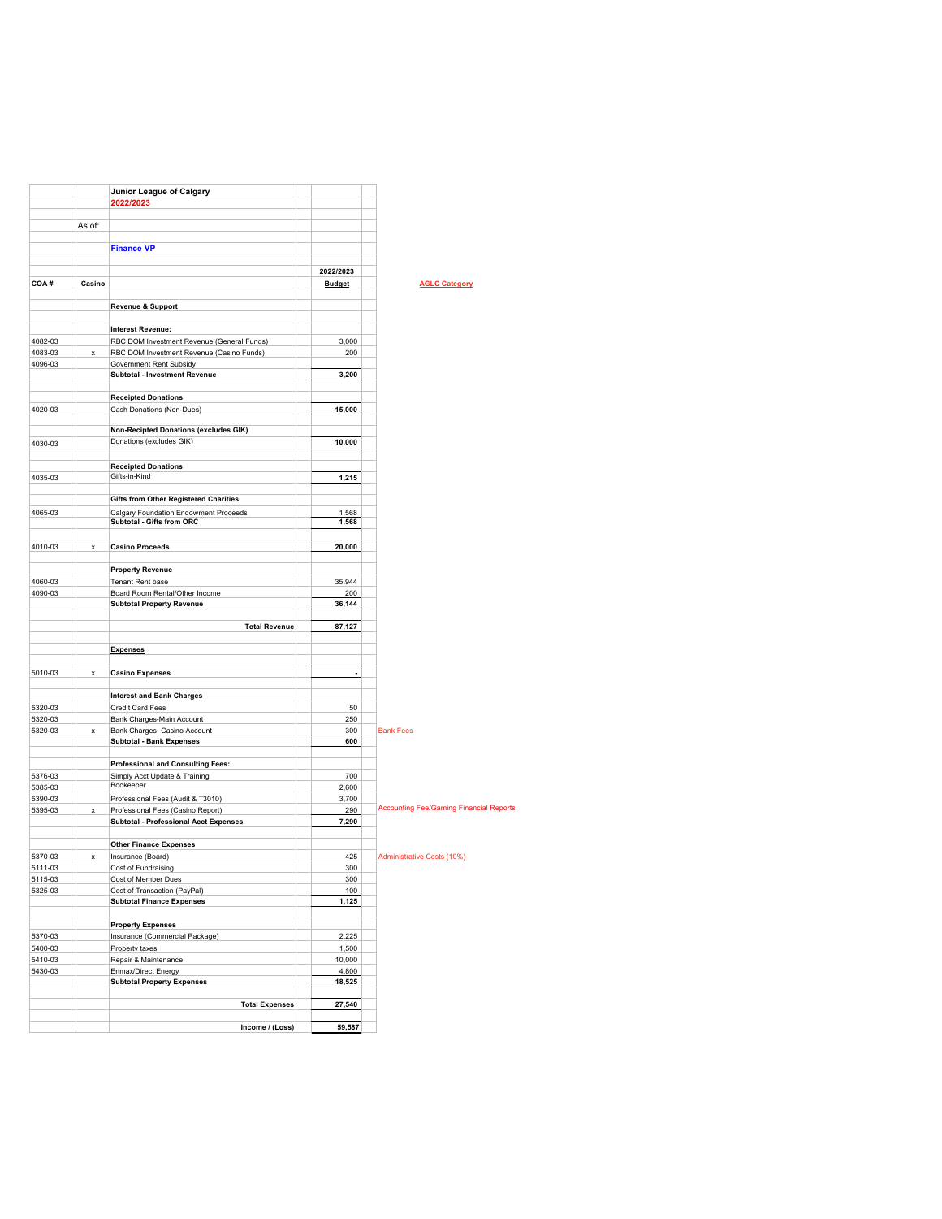| COA # | Casino | | 2022/2023 Budget | AGLC Category |
|---|---|---|---|---|
| | | **Junior League of Calgary** | | |
| | | **2022/2023** | | |
| | As of: | | | |
| | | **Finance VP** | | |
| | | **Revenue & Support** | | |
| | | **Interest Revenue:** | | |
| 4082-03 | | RBC DOM Investment Revenue (General Funds) | 3,000 | |
| 4083-03 | x | RBC DOM Investment Revenue (Casino Funds) | 200 | |
| 4096-03 | | Government Rent Subsidy | | |
| | | **Subtotal - Investment Revenue** | **3,200** | |
| | | **Receipted Donations** | | |
| 4020-03 | | Cash Donations (Non-Dues) | **15,000** | |
| | | **Non-Recipted Donations (excludes GIK)** | | |
| 4030-03 | | Donations (excludes GIK) | **10,000** | |
| | | **Receipted Donations** | | |
| 4035-03 | | Gifts-in-Kind | **1,215** | |
| | | **Gifts from Other Registered Charities** | | |
| 4065-03 | | Calgary Foundation Endowment Proceeds | 1,568 | |
| | | **Subtotal - Gifts from ORC** | **1,568** | |
| 4010-03 | x | **Casino Proceeds** | **20,000** | |
| | | **Property Revenue** | | |
| 4060-03 | | Tenant Rent base | 35,944 | |
| 4090-03 | | Board Room Rental/Other Income | 200 | |
| | | **Subtotal Property Revenue** | **36,144** | |
| | | **Total Revenue** | **87,127** | |
| | | **Expenses** | | |
| 5010-03 | x | **Casino Expenses** | **-** | |
| | | **Interest and Bank Charges** | | |
| 5320-03 | | Credit Card Fees | 50 | |
| 5320-03 | | Bank Charges-Main Account | 250 | |
| 5320-03 | x | Bank Charges- Casino Account | 300 | Bank Fees |
| | | **Subtotal - Bank Expenses** | **600** | |
| | | **Professional and Consulting Fees:** | | |
| 5376-03 | | Simply Acct Update & Training | 700 | |
| 5385-03 | | Bookeeper | 2,600 | |
| 5390-03 | | Professional Fees (Audit & T3010) | 3,700 | |
| 5395-03 | x | Professional Fees (Casino Report) | 290 | Accounting Fee/Gaming Financial Reports |
| | | **Subtotal - Professional Acct Expenses** | **7,290** | |
| | | **Other Finance Expenses** | | |
| 5370-03 | x | Insurance (Board) | 425 | Administrative Costs (10%) |
| 5111-03 | | Cost of Fundraising | 300 | |
| 5115-03 | | Cost of Member Dues | 300 | |
| 5325-03 | | Cost of Transaction (PayPal) | 100 | |
| | | **Subtotal Finance Expenses** | **1,125** | |
| | | **Property Expenses** | | |
| 5370-03 | | Insurance (Commercial Package) | 2,225 | |
| 5400-03 | | Property taxes | 1,500 | |
| 5410-03 | | Repair & Maintenance | 10,000 | |
| 5430-03 | | Enmax/Direct Energy | 4,800 | |
| | | **Subtotal Property Expenses** | **18,525** | |
| | | **Total Expenses** | **27,540** | |
| | | **Income / (Loss)** | **59,587** | |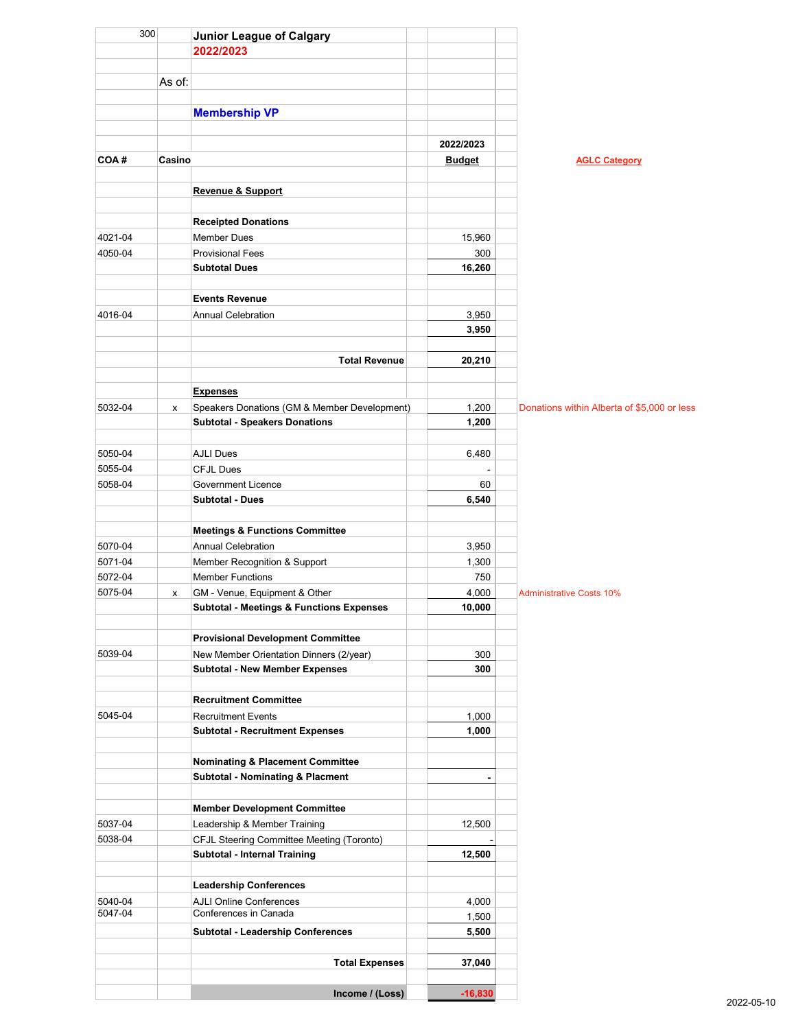300

# Junior League of Calgary

## 2022/2023

As of:

## Membership VP

| COA # | Casino | | 2022/2023 Budget | AGLC Category |
|---|---|---|---|---|
| | | **Revenue & Support** | | |
| | | **Receipted Donations** | | |
| 4021-04 | | Member Dues | 15,960 | |
| 4050-04 | | Provisional Fees | 300 | |
| | | **Subtotal Dues** | **16,260** | |
| | | **Events Revenue** | | |
| 4016-04 | | Annual Celebration | 3,950 | |
| | | | **3,950** | |
| | | **Total Revenue** | **20,210** | |
| | | **Expenses** | | |
| 5032-04 | x | Speakers Donations (GM & Member Development) | 1,200 | Donations within Alberta of $5,000 or less |
| | | **Subtotal - Speakers Donations** | **1,200** | |
| 5050-04 | | AJLI Dues | 6,480 | |
| 5055-04 | | CFJL Dues | - | |
| 5058-04 | | Government Licence | 60 | |
| | | **Subtotal - Dues** | **6,540** | |
| | | **Meetings & Functions Committee** | | |
| 5070-04 | | Annual Celebration | 3,950 | |
| 5071-04 | | Member Recognition & Support | 1,300 | |
| 5072-04 | | Member Functions | 750 | |
| 5075-04 | x | GM - Venue, Equipment & Other | 4,000 | Administrative Costs 10% |
| | | **Subtotal - Meetings & Functions Expenses** | **10,000** | |
| | | **Provisional Development Committee** | | |
| 5039-04 | | New Member Orientation Dinners (2/year) | 300 | |
| | | **Subtotal - New Member Expenses** | **300** | |
| | | **Recruitment Committee** | | |
| 5045-04 | | Recruitment Events | 1,000 | |
| | | **Subtotal - Recruitment Expenses** | **1,000** | |
| | | **Nominating & Placement Committee** | | |
| | | **Subtotal - Nominating & Placment** | **-** | |
| | | **Member Development Committee** | | |
| 5037-04 | | Leadership & Member Training | 12,500 | |
| 5038-04 | | CFJL Steering Committee Meeting (Toronto) | - | |
| | | **Subtotal - Internal Training** | **12,500** | |
| | | **Leadership Conferences** | | |
| 5040-04 | | AJLI Online Conferences | 4,000 | |
| 5047-04 | | Conferences in Canada | 1,500 | |
| | | **Subtotal - Leadership Conferences** | **5,500** | |
| | | **Total Expenses** | **37,040** | |
| | | **Income / (Loss)** | **-16,830** | |

2022-05-10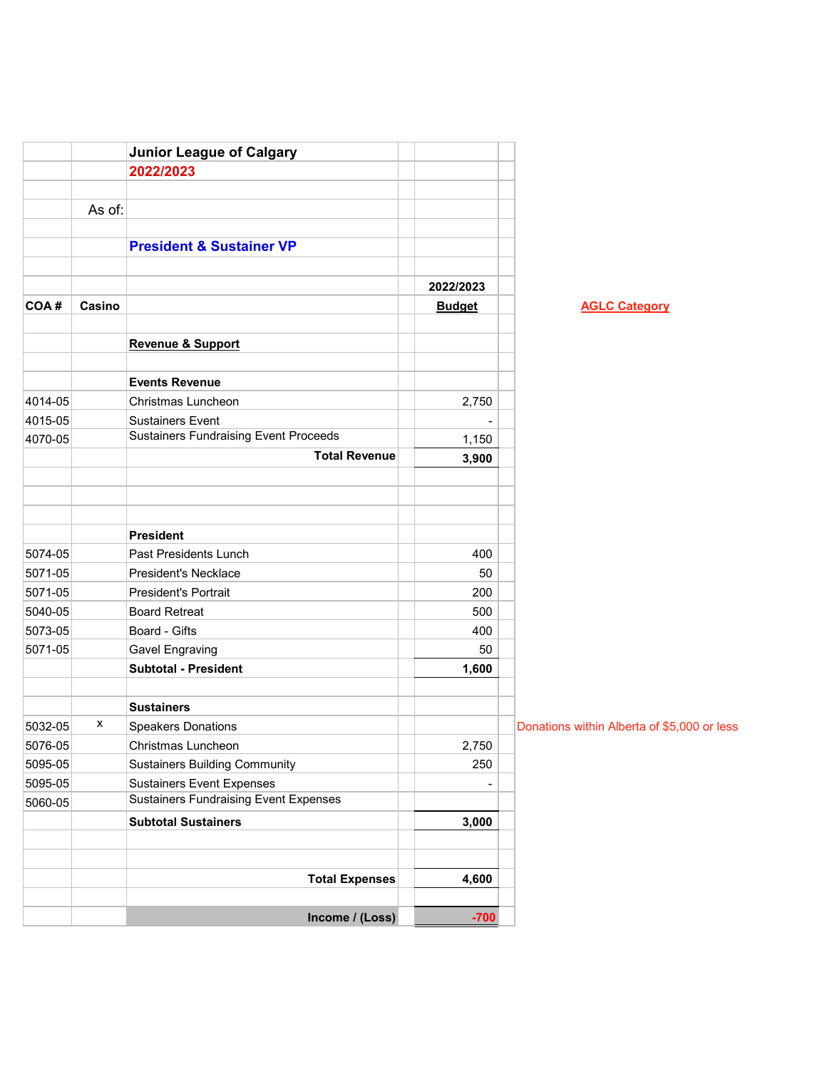| | | Junior League of Calgary | | |
|---|---|---|---|---|
| | | 2022/2023 | | |
| | As of: | | | |
| | | **President & Sustainer VP** | | |
| | | | **2022/2023** | |
| **COA #** | **Casino** | | **Budget** | **AGLC Category** |
| | | **Revenue & Support** | | |
| | | **Events Revenue** | | |
| 4014-05 | | Christmas Luncheon | 2,750 | |
| 4015-05 | | Sustainers Event | - | |
| 4070-05 | | Sustainers Fundraising Event Proceeds | 1,150 | |
| | | **Total Revenue** | **3,900** | |
| | | **President** | | |
| 5074-05 | | Past Presidents Lunch | 400 | |
| 5071-05 | | President's Necklace | 50 | |
| 5071-05 | | President's Portrait | 200 | |
| 5040-05 | | Board Retreat | 500 | |
| 5073-05 | | Board - Gifts | 400 | |
| 5071-05 | | Gavel Engraving | 50 | |
| | | **Subtotal - President** | **1,600** | |
| | | **Sustainers** | | |
| 5032-05 | x | Speakers Donations | | Donations within Alberta of $5,000 or less |
| 5076-05 | | Christmas Luncheon | 2,750 | |
| 5095-05 | | Sustainers Building Community | 250 | |
| 5095-05 | | Sustainers Event Expenses | - | |
| 5060-05 | | Sustainers Fundraising Event Expenses | | |
| | | **Subtotal Sustainers** | **3,000** | |
| | | **Total Expenses** | **4,600** | |
| | | **Income / (Loss)** | **-700** | |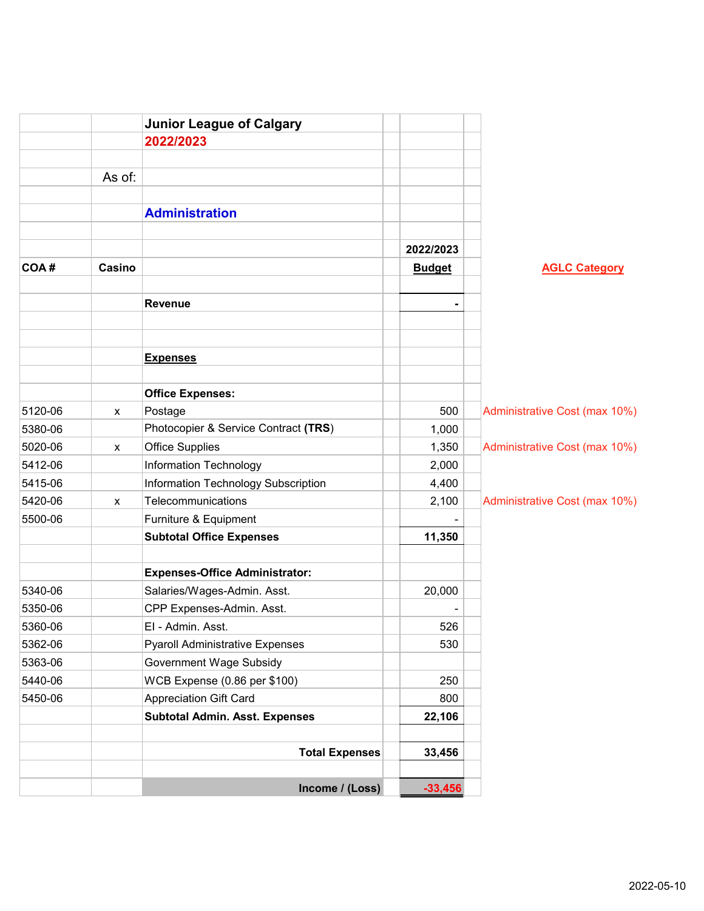# Junior League of Calgary

## 2022/2023

As of:

## Administration

| COA # | Casino | | 2022/2023 Budget | AGLC Category |
|---|---|---|---|---|
| | | **Revenue** | - | |
| | | **Expenses** | | |
| | | **Office Expenses:** | | |
| 5120-06 | x | Postage | 500 | Administrative Cost (max 10%) |
| 5380-06 | | Photocopier & Service Contract (**TRS**) | 1,000 | |
| 5020-06 | x | Office Supplies | 1,350 | Administrative Cost (max 10%) |
| 5412-06 | | Information Technology | 2,000 | |
| 5415-06 | | Information Technology Subscription | 4,400 | |
| 5420-06 | x | Telecommunications | 2,100 | Administrative Cost (max 10%) |
| 5500-06 | | Furniture & Equipment | - | |
| | | **Subtotal Office Expenses** | **11,350** | |
| | | **Expenses-Office Administrator:** | | |
| 5340-06 | | Salaries/Wages-Admin. Asst. | 20,000 | |
| 5350-06 | | CPP Expenses-Admin. Asst. | - | |
| 5360-06 | | EI - Admin. Asst. | 526 | |
| 5362-06 | | Pyaroll Administrative Expenses | 530 | |
| 5363-06 | | Government Wage Subsidy | | |
| 5440-06 | | WCB Expense (0.86 per $100) | 250 | |
| 5450-06 | | Appreciation Gift Card | 800 | |
| | | **Subtotal Admin. Asst. Expenses** | **22,106** | |
| | | **Total Expenses** | **33,456** | |
| | | **Income / (Loss)** | **-33,456** | |

2022-05-10